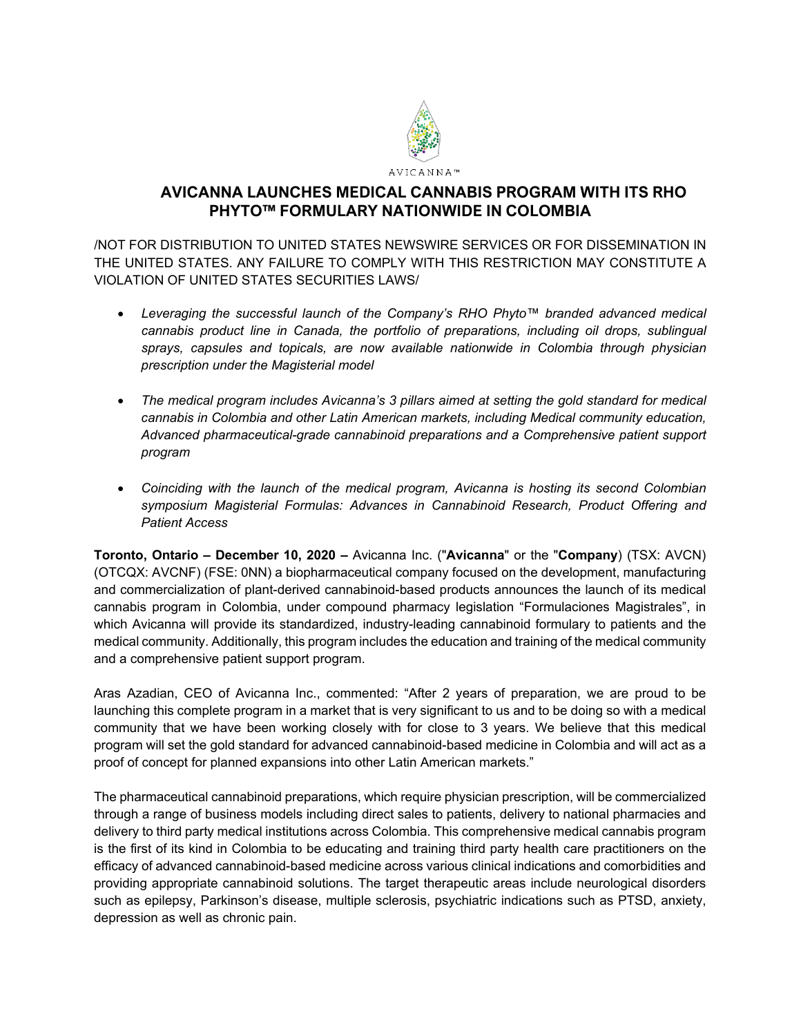AVICANNA™

# AVICANNA LAUNCHES MEDICAL CANNABIS PROGRAM WITH ITS RHO PHYTO™ FORMULARY NATIONWIDE IN COLOMBIA

/NOT FOR DISTRIBUTION TO UNITED STATES NEWSWIRE SERVICES OR FOR DISSEMINATION IN THE UNITED STATES. ANY FAILURE TO COMPLY WITH THIS RESTRICTION MAY CONSTITUTE A VIOLATION OF UNITED STATES SECURITIES LAWS/

- *Leveraging the successful launch of the Company's RHO Phyto™ branded advanced medical cannabis product line in Canada, the portfolio of preparations, including oil drops, sublingual sprays, capsules and topicals, are now available nationwide in Colombia through physician prescription under the Magisterial model*

- *The medical program includes Avicanna's 3 pillars aimed at setting the gold standard for medical cannabis in Colombia and other Latin American markets, including Medical community education, Advanced pharmaceutical-grade cannabinoid preparations and a Comprehensive patient support program*

- *Coinciding with the launch of the medical program, Avicanna is hosting its second Colombian symposium Magisterial Formulas: Advances in Cannabinoid Research, Product Offering and Patient Access*

**Toronto, Ontario – December 10, 2020 –** Avicanna Inc. ("**Avicanna**" or the "**Company**) (TSX: AVCN) (OTCQX: AVCNF) (FSE: 0NN) a biopharmaceutical company focused on the development, manufacturing and commercialization of plant-derived cannabinoid-based products announces the launch of its medical cannabis program in Colombia, under compound pharmacy legislation "Formulaciones Magistrales", in which Avicanna will provide its standardized, industry-leading cannabinoid formulary to patients and the medical community. Additionally, this program includes the education and training of the medical community and a comprehensive patient support program.

Aras Azadian, CEO of Avicanna Inc., commented: "After 2 years of preparation, we are proud to be launching this complete program in a market that is very significant to us and to be doing so with a medical community that we have been working closely with for close to 3 years. We believe that this medical program will set the gold standard for advanced cannabinoid-based medicine in Colombia and will act as a proof of concept for planned expansions into other Latin American markets."

The pharmaceutical cannabinoid preparations, which require physician prescription, will be commercialized through a range of business models including direct sales to patients, delivery to national pharmacies and delivery to third party medical institutions across Colombia. This comprehensive medical cannabis program is the first of its kind in Colombia to be educating and training third party health care practitioners on the efficacy of advanced cannabinoid-based medicine across various clinical indications and comorbidities and providing appropriate cannabinoid solutions. The target therapeutic areas include neurological disorders such as epilepsy, Parkinson's disease, multiple sclerosis, psychiatric indications such as PTSD, anxiety, depression as well as chronic pain.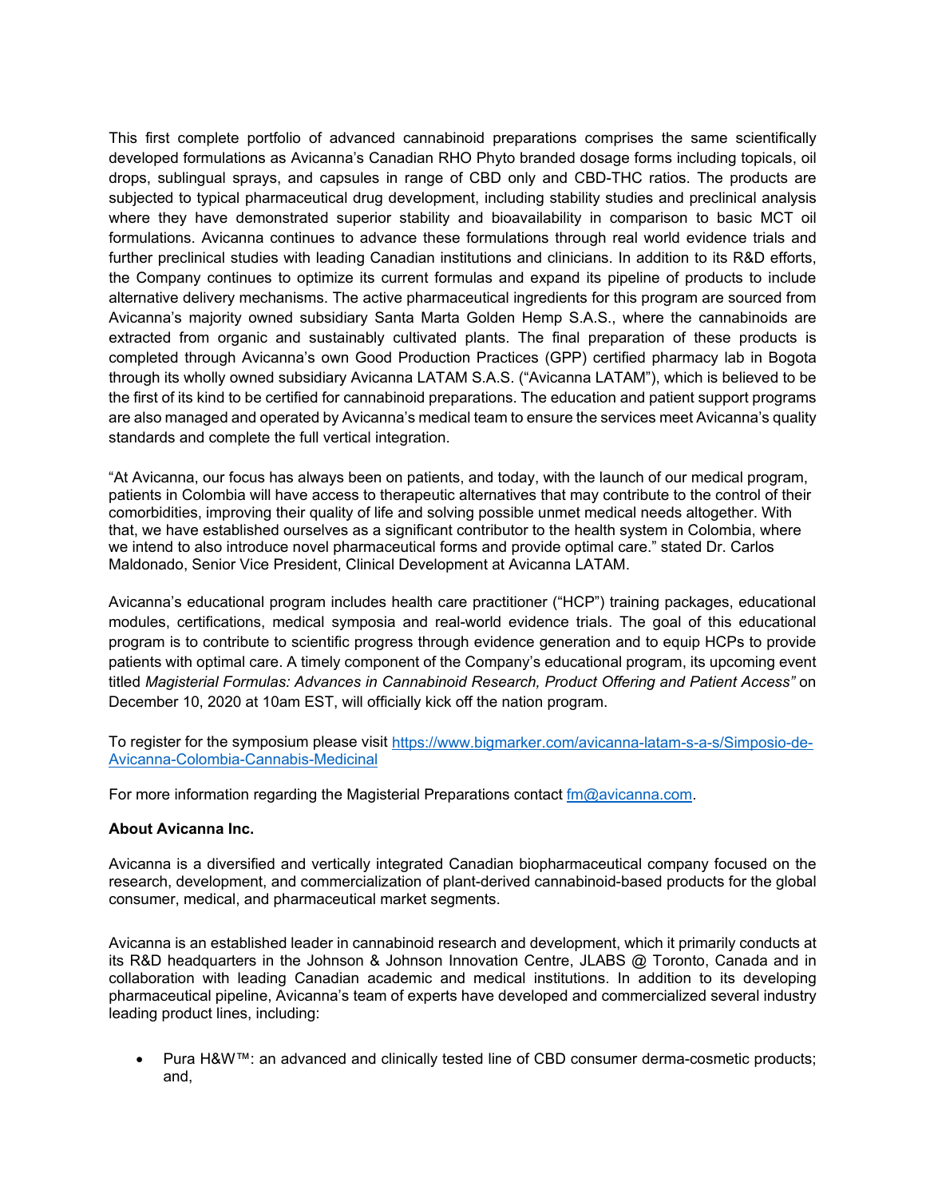This first complete portfolio of advanced cannabinoid preparations comprises the same scientifically developed formulations as Avicanna's Canadian RHO Phyto branded dosage forms including topicals, oil drops, sublingual sprays, and capsules in range of CBD only and CBD-THC ratios. The products are subjected to typical pharmaceutical drug development, including stability studies and preclinical analysis where they have demonstrated superior stability and bioavailability in comparison to basic MCT oil formulations. Avicanna continues to advance these formulations through real world evidence trials and further preclinical studies with leading Canadian institutions and clinicians. In addition to its R&D efforts, the Company continues to optimize its current formulas and expand its pipeline of products to include alternative delivery mechanisms. The active pharmaceutical ingredients for this program are sourced from Avicanna's majority owned subsidiary Santa Marta Golden Hemp S.A.S., where the cannabinoids are extracted from organic and sustainably cultivated plants. The final preparation of these products is completed through Avicanna's own Good Production Practices (GPP) certified pharmacy lab in Bogota through its wholly owned subsidiary Avicanna LATAM S.A.S. ("Avicanna LATAM"), which is believed to be the first of its kind to be certified for cannabinoid preparations. The education and patient support programs are also managed and operated by Avicanna's medical team to ensure the services meet Avicanna's quality standards and complete the full vertical integration.

"At Avicanna, our focus has always been on patients, and today, with the launch of our medical program, patients in Colombia will have access to therapeutic alternatives that may contribute to the control of their comorbidities, improving their quality of life and solving possible unmet medical needs altogether. With that, we have established ourselves as a significant contributor to the health system in Colombia, where we intend to also introduce novel pharmaceutical forms and provide optimal care." stated Dr. Carlos Maldonado, Senior Vice President, Clinical Development at Avicanna LATAM.

Avicanna's educational program includes health care practitioner ("HCP") training packages, educational modules, certifications, medical symposia and real-world evidence trials. The goal of this educational program is to contribute to scientific progress through evidence generation and to equip HCPs to provide patients with optimal care. A timely component of the Company's educational program, its upcoming event titled *Magisterial Formulas: Advances in Cannabinoid Research, Product Offering and Patient Access"* on December 10, 2020 at 10am EST, will officially kick off the nation program.

To register for the symposium please visit [https://www.bigmarker.com/avicanna-latam-s-a-s/Simposio-de-Avicanna-Colombia-Cannabis-Medicinal](https://www.bigmarker.com/avicanna-latam-s-a-s/Simposio-de-Avicanna-Colombia-Cannabis-Medicinal)

For more information regarding the Magisterial Preparations contact [fm@avicanna.com](mailto:fm@avicanna.com).

**About Avicanna Inc.**

Avicanna is a diversified and vertically integrated Canadian biopharmaceutical company focused on the research, development, and commercialization of plant-derived cannabinoid-based products for the global consumer, medical, and pharmaceutical market segments.

Avicanna is an established leader in cannabinoid research and development, which it primarily conducts at its R&D headquarters in the Johnson & Johnson Innovation Centre, JLABS @ Toronto, Canada and in collaboration with leading Canadian academic and medical institutions. In addition to its developing pharmaceutical pipeline, Avicanna's team of experts have developed and commercialized several industry leading product lines, including:

- Pura H&W™: an advanced and clinically tested line of CBD consumer derma-cosmetic products; and,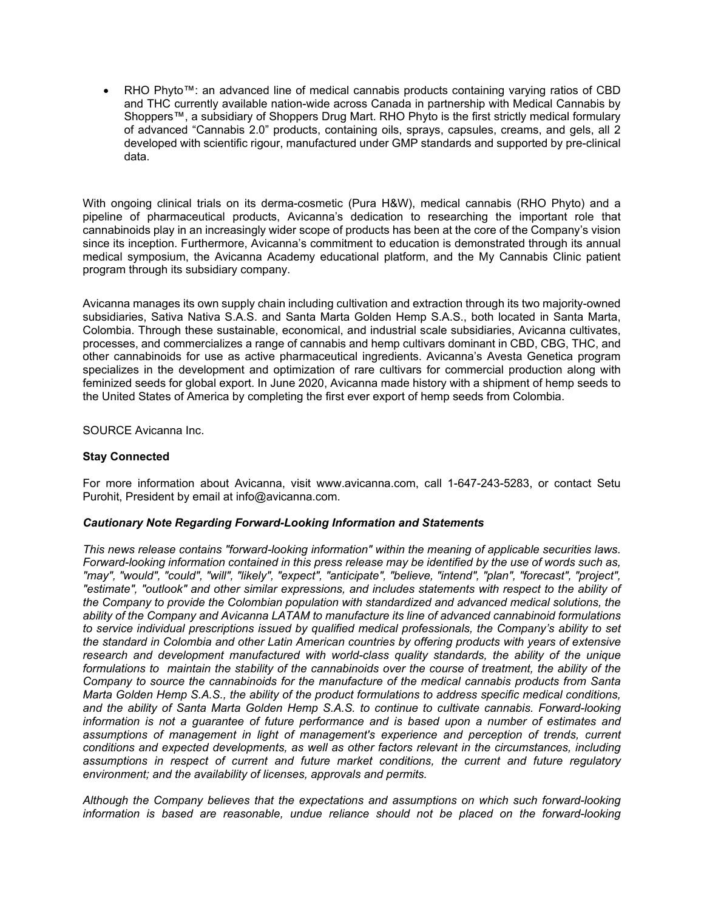- RHO Phyto™: an advanced line of medical cannabis products containing varying ratios of CBD and THC currently available nation-wide across Canada in partnership with Medical Cannabis by Shoppers™, a subsidiary of Shoppers Drug Mart. RHO Phyto is the first strictly medical formulary of advanced "Cannabis 2.0" products, containing oils, sprays, capsules, creams, and gels, all 2 developed with scientific rigour, manufactured under GMP standards and supported by pre-clinical data.

With ongoing clinical trials on its derma-cosmetic (Pura H&W), medical cannabis (RHO Phyto) and a pipeline of pharmaceutical products, Avicanna's dedication to researching the important role that cannabinoids play in an increasingly wider scope of products has been at the core of the Company's vision since its inception. Furthermore, Avicanna's commitment to education is demonstrated through its annual medical symposium, the Avicanna Academy educational platform, and the My Cannabis Clinic patient program through its subsidiary company.

Avicanna manages its own supply chain including cultivation and extraction through its two majority-owned subsidiaries, Sativa Nativa S.A.S. and Santa Marta Golden Hemp S.A.S., both located in Santa Marta, Colombia. Through these sustainable, economical, and industrial scale subsidiaries, Avicanna cultivates, processes, and commercializes a range of cannabis and hemp cultivars dominant in CBD, CBG, THC, and other cannabinoids for use as active pharmaceutical ingredients. Avicanna's Avesta Genetica program specializes in the development and optimization of rare cultivars for commercial production along with feminized seeds for global export. In June 2020, Avicanna made history with a shipment of hemp seeds to the United States of America by completing the first ever export of hemp seeds from Colombia.

SOURCE Avicanna Inc.

**Stay Connected**

For more information about Avicanna, visit www.avicanna.com, call 1-647-243-5283, or contact Setu Purohit, President by email at info@avicanna.com.

***Cautionary Note Regarding Forward-Looking Information and Statements***

*This news release contains "forward-looking information" within the meaning of applicable securities laws. Forward-looking information contained in this press release may be identified by the use of words such as, "may", "would", "could", "will", "likely", "expect", "anticipate", "believe, "intend", "plan", "forecast", "project", "estimate", "outlook" and other similar expressions, and includes statements with respect to the ability of the Company to provide the Colombian population with standardized and advanced medical solutions, the ability of the Company and Avicanna LATAM to manufacture its line of advanced cannabinoid formulations to service individual prescriptions issued by qualified medical professionals, the Company's ability to set the standard in Colombia and other Latin American countries by offering products with years of extensive research and development manufactured with world-class quality standards, the ability of the unique formulations to maintain the stability of the cannabinoids over the course of treatment, the ability of the Company to source the cannabinoids for the manufacture of the medical cannabis products from Santa Marta Golden Hemp S.A.S., the ability of the product formulations to address specific medical conditions, and the ability of Santa Marta Golden Hemp S.A.S. to continue to cultivate cannabis. Forward-looking information is not a guarantee of future performance and is based upon a number of estimates and assumptions of management in light of management's experience and perception of trends, current conditions and expected developments, as well as other factors relevant in the circumstances, including assumptions in respect of current and future market conditions, the current and future regulatory environment; and the availability of licenses, approvals and permits.*

*Although the Company believes that the expectations and assumptions on which such forward-looking information is based are reasonable, undue reliance should not be placed on the forward-looking*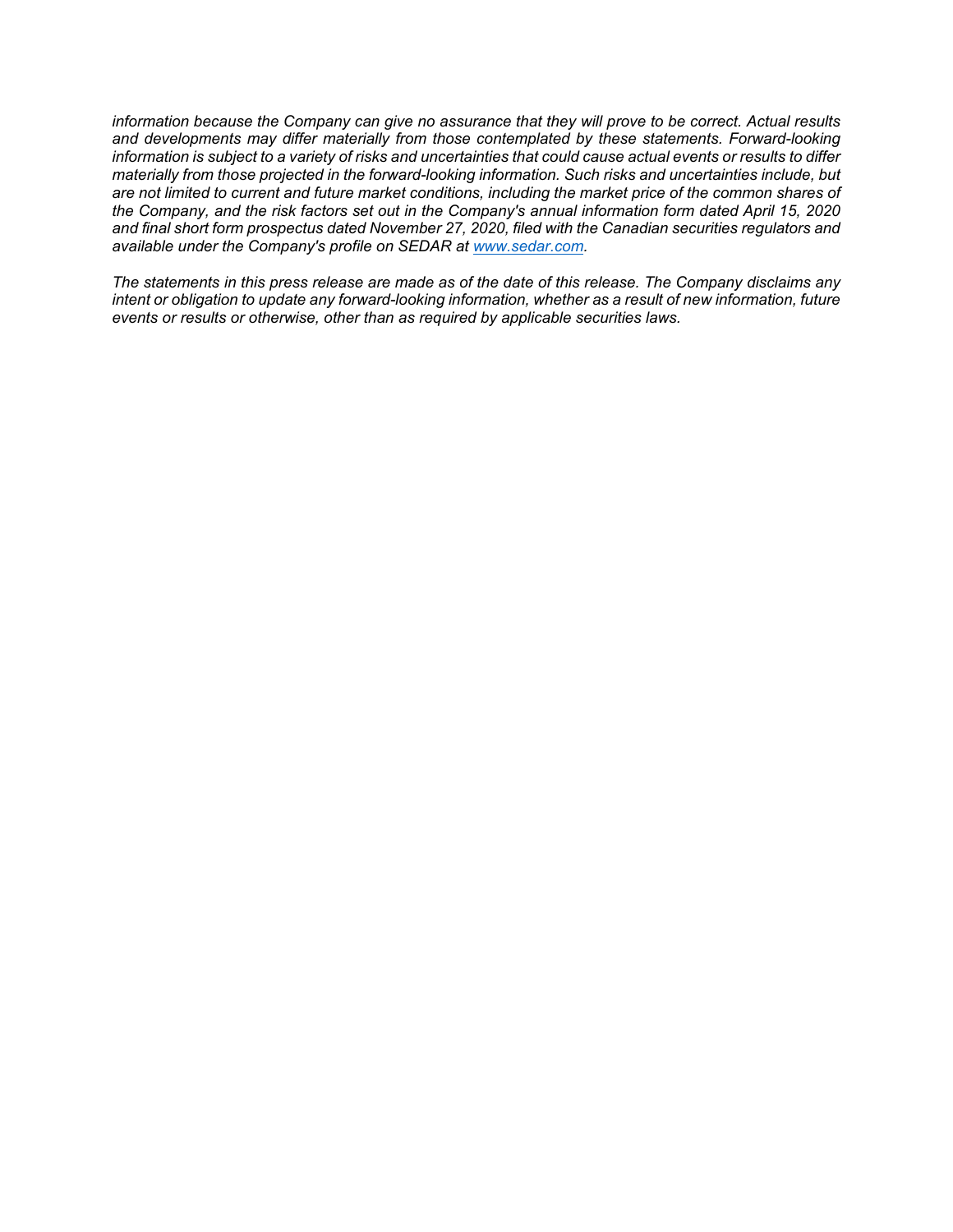*information because the Company can give no assurance that they will prove to be correct. Actual results and developments may differ materially from those contemplated by these statements. Forward-looking information is subject to a variety of risks and uncertainties that could cause actual events or results to differ materially from those projected in the forward-looking information. Such risks and uncertainties include, but are not limited to current and future market conditions, including the market price of the common shares of the Company, and the risk factors set out in the Company's annual information form dated April 15, 2020 and final short form prospectus dated November 27, 2020, filed with the Canadian securities regulators and available under the Company's profile on SEDAR at [www.sedar.com](http://www.sedar.com).*

*The statements in this press release are made as of the date of this release. The Company disclaims any intent or obligation to update any forward-looking information, whether as a result of new information, future events or results or otherwise, other than as required by applicable securities laws.*